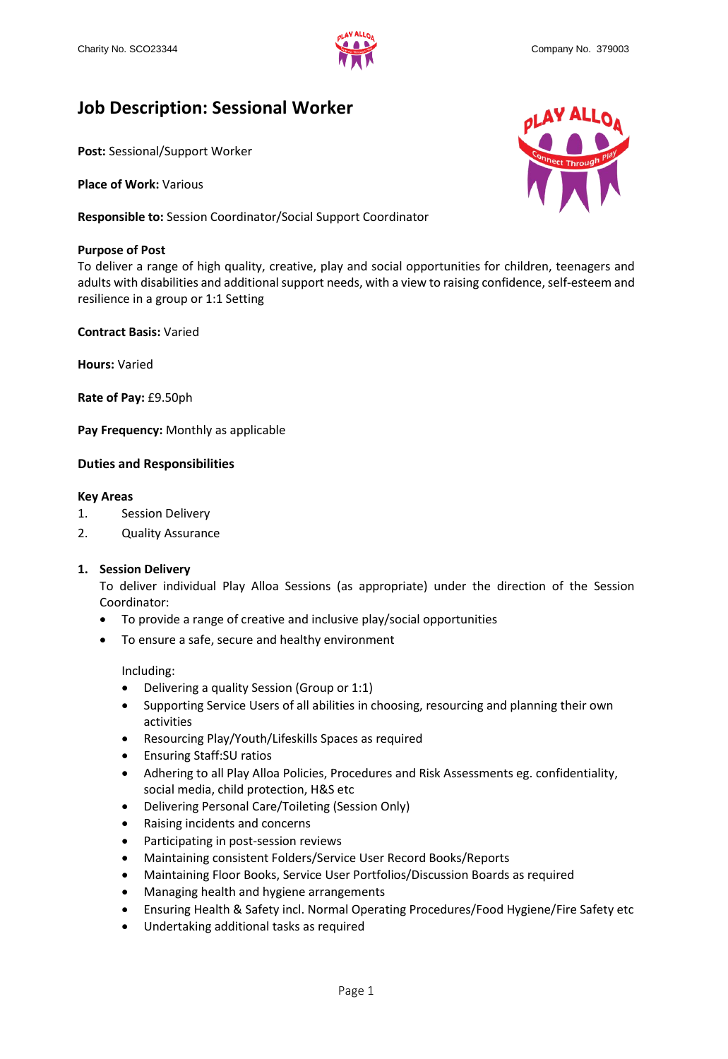Charity No. SCO23344 Company No. 379003

# Job Description: Sessional Worker

**Post:** Sessional/Support Worker

**Place of Work:** Various

**Responsible to:** Session Coordinator/Social Support Coordinator

**Purpose of Post**
To deliver a range of high quality, creative, play and social opportunities for children, teenagers and adults with disabilities and additional support needs, with a view to raising confidence, self-esteem and resilience in a group or 1:1 Setting

**Contract Basis:** Varied

**Hours:** Varied

**Rate of Pay:** £9.50ph

**Pay Frequency:** Monthly as applicable

## Duties and Responsibilities

**Key Areas**

1. Session Delivery
2. Quality Assurance

### 1. Session Delivery

To deliver individual Play Alloa Sessions (as appropriate) under the direction of the Session Coordinator:

- To provide a range of creative and inclusive play/social opportunities
- To ensure a safe, secure and healthy environment

Including:

- Delivering a quality Session (Group or 1:1)
- Supporting Service Users of all abilities in choosing, resourcing and planning their own activities
- Resourcing Play/Youth/Lifeskills Spaces as required
- Ensuring Staff:SU ratios
- Adhering to all Play Alloa Policies, Procedures and Risk Assessments eg. confidentiality, social media, child protection, H&S etc
- Delivering Personal Care/Toileting (Session Only)
- Raising incidents and concerns
- Participating in post-session reviews
- Maintaining consistent Folders/Service User Record Books/Reports
- Maintaining Floor Books, Service User Portfolios/Discussion Boards as required
- Managing health and hygiene arrangements
- Ensuring Health & Safety incl. Normal Operating Procedures/Food Hygiene/Fire Safety etc
- Undertaking additional tasks as required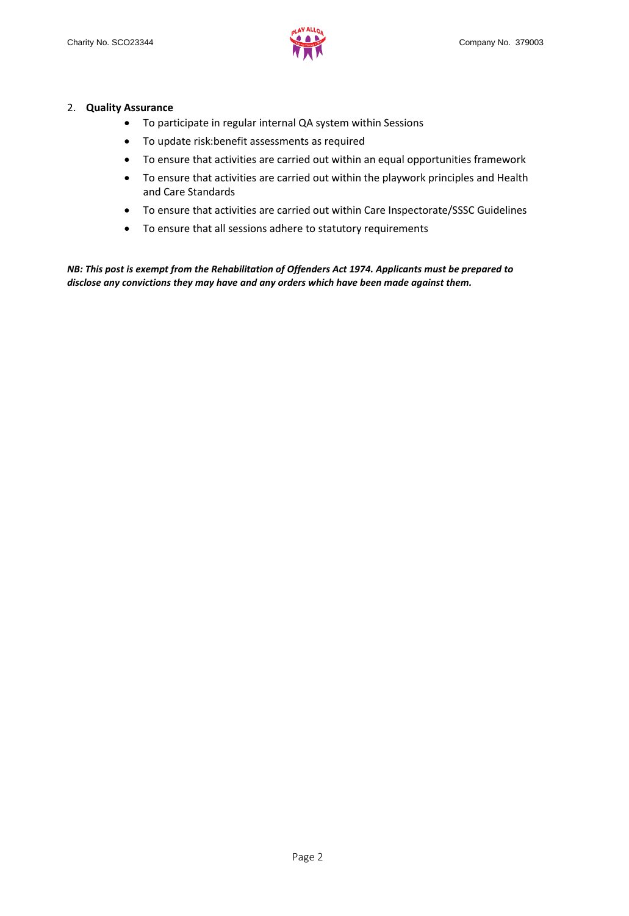2. **Quality Assurance**
    - To participate in regular internal QA system within Sessions
    - To update risk:benefit assessments as required
    - To ensure that activities are carried out within an equal opportunities framework
    - To ensure that activities are carried out within the playwork principles and Health and Care Standards
    - To ensure that activities are carried out within Care Inspectorate/SSSC Guidelines
    - To ensure that all sessions adhere to statutory requirements

***NB: This post is exempt from the Rehabilitation of Offenders Act 1974. Applicants must be prepared to disclose any convictions they may have and any orders which have been made against them.***